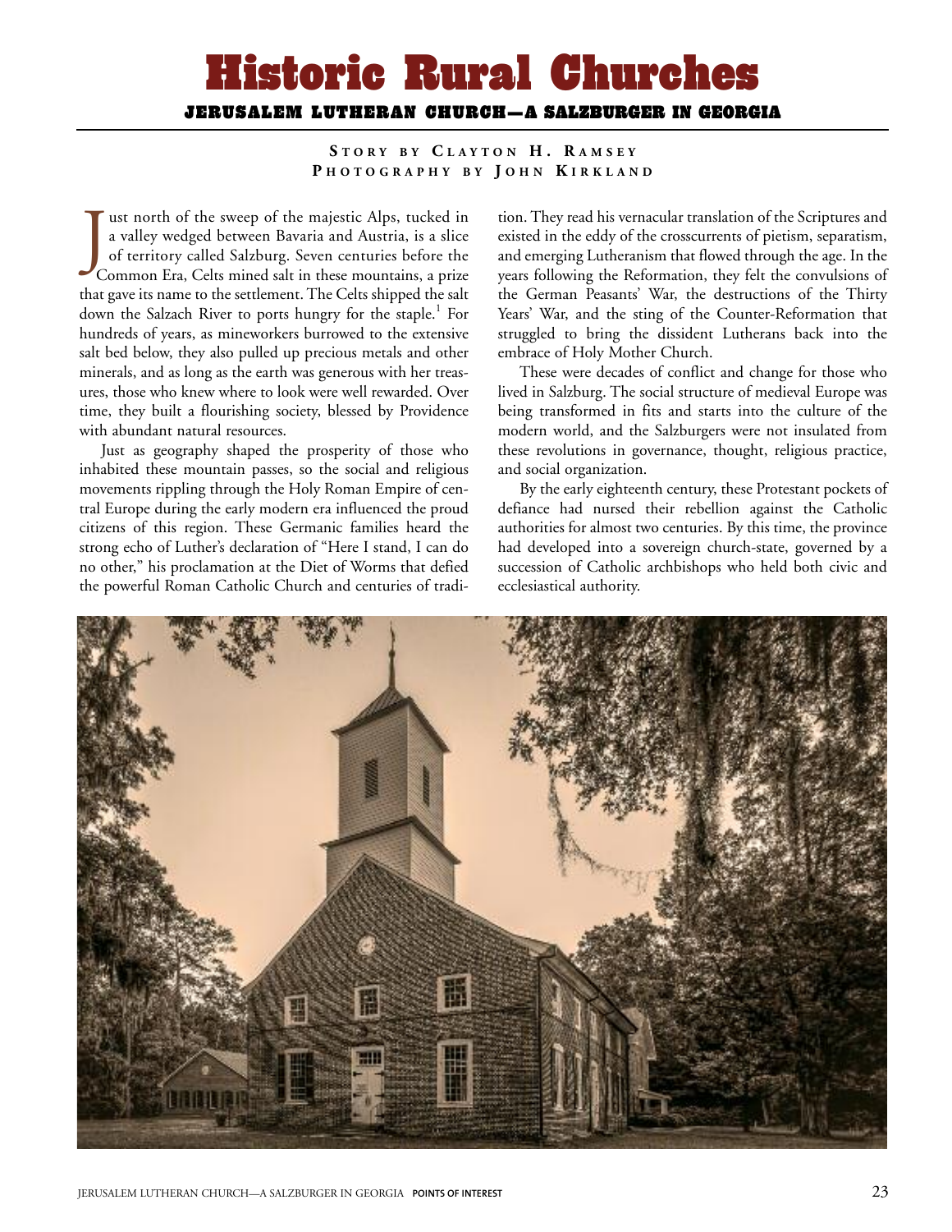# Historic Rural Churches

## JERUSALEM LUTHERAN CHURCH—A SALZBURGER IN GEORGIA

**STORY BY CLAYTON H. RAMSEY**
**PHOTOGRAPHY BY JOHN KIRKLAND**

Just north of the sweep of the majestic Alps, tucked in a valley wedged between Bavaria and Austria, is a slice of territory called Salzburg. Seven centuries before the Common Era, Celts mined salt in these mountains, a prize that gave its name to the settlement. The Celts shipped the salt down the Salzach River to ports hungry for the staple.[1] For hundreds of years, as mineworkers burrowed to the extensive salt bed below, they also pulled up precious metals and other minerals, and as long as the earth was generous with her treasures, those who knew where to look were well rewarded. Over time, they built a flourishing society, blessed by Providence with abundant natural resources.

Just as geography shaped the prosperity of those who inhabited these mountain passes, so the social and religious movements rippling through the Holy Roman Empire of central Europe during the early modern era influenced the proud citizens of this region. These Germanic families heard the strong echo of Luther's declaration of "Here I stand, I can do no other," his proclamation at the Diet of Worms that defied the powerful Roman Catholic Church and centuries of tradition. They read his vernacular translation of the Scriptures and existed in the eddy of the crosscurrents of pietism, separatism, and emerging Lutheranism that flowed through the age. In the years following the Reformation, they felt the convulsions of the German Peasants' War, the destructions of the Thirty Years' War, and the sting of the Counter-Reformation that struggled to bring the dissident Lutherans back into the embrace of Holy Mother Church.

These were decades of conflict and change for those who lived in Salzburg. The social structure of medieval Europe was being transformed in fits and starts into the culture of the modern world, and the Salzburgers were not insulated from these revolutions in governance, thought, religious practice, and social organization.

By the early eighteenth century, these Protestant pockets of defiance had nursed their rebellion against the Catholic authorities for almost two centuries. By this time, the province had developed into a sovereign church-state, governed by a succession of Catholic archbishops who held both civic and ecclesiastical authority.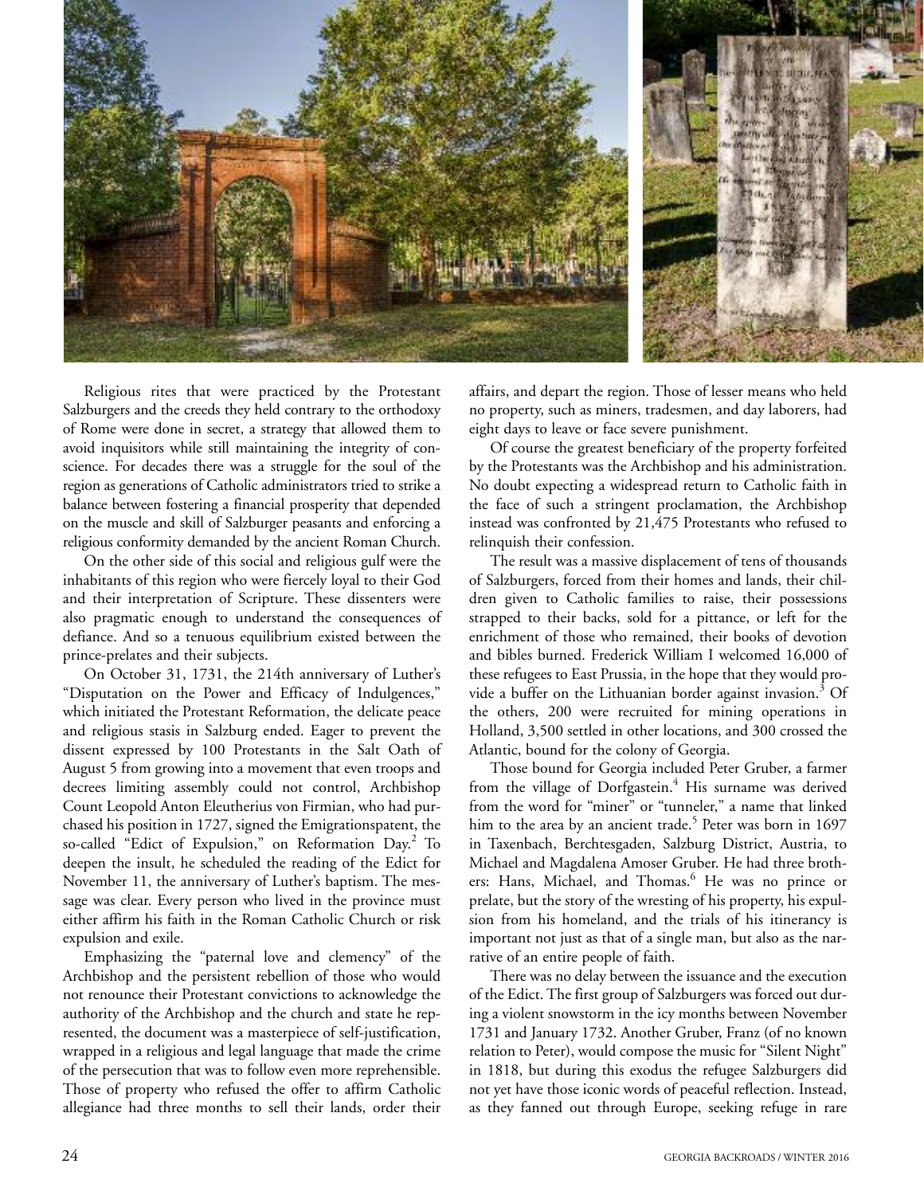Religious rites that were practiced by the Protestant Salzburgers and the creeds they held contrary to the orthodoxy of Rome were done in secret, a strategy that allowed them to avoid inquisitors while still maintaining the integrity of conscience. For decades there was a struggle for the soul of the region as generations of Catholic administrators tried to strike a balance between fostering a financial prosperity that depended on the muscle and skill of Salzburger peasants and enforcing a religious conformity demanded by the ancient Roman Church.

On the other side of this social and religious gulf were the inhabitants of this region who were fiercely loyal to their God and their interpretation of Scripture. These dissenters were also pragmatic enough to understand the consequences of defiance. And so a tenuous equilibrium existed between the prince-prelates and their subjects.

On October 31, 1731, the 214th anniversary of Luther's "Disputation on the Power and Efficacy of Indulgences," which initiated the Protestant Reformation, the delicate peace and religious stasis in Salzburg ended. Eager to prevent the dissent expressed by 100 Protestants in the Salt Oath of August 5 from growing into a movement that even troops and decrees limiting assembly could not control, Archbishop Count Leopold Anton Eleutherius von Firmian, who had purchased his position in 1727, signed the Emigrationspatent, the so-called "Edict of Expulsion," on Reformation Day.[2] To deepen the insult, he scheduled the reading of the Edict for November 11, the anniversary of Luther's baptism. The message was clear. Every person who lived in the province must either affirm his faith in the Roman Catholic Church or risk expulsion and exile.

Emphasizing the "paternal love and clemency" of the Archbishop and the persistent rebellion of those who would not renounce their Protestant convictions to acknowledge the authority of the Archbishop and the church and state he represented, the document was a masterpiece of self-justification, wrapped in a religious and legal language that made the crime of the persecution that was to follow even more reprehensible. Those of property who refused the offer to affirm Catholic allegiance had three months to sell their lands, order their affairs, and depart the region. Those of lesser means who held no property, such as miners, tradesmen, and day laborers, had eight days to leave or face severe punishment.

Of course the greatest beneficiary of the property forfeited by the Protestants was the Archbishop and his administration. No doubt expecting a widespread return to Catholic faith in the face of such a stringent proclamation, the Archbishop instead was confronted by 21,475 Protestants who refused to relinquish their confession.

The result was a massive displacement of tens of thousands of Salzburgers, forced from their homes and lands, their children given to Catholic families to raise, their possessions strapped to their backs, sold for a pittance, or left for the enrichment of those who remained, their books of devotion and bibles burned. Frederick William I welcomed 16,000 of these refugees to East Prussia, in the hope that they would provide a buffer on the Lithuanian border against invasion.[3] Of the others, 200 were recruited for mining operations in Holland, 3,500 settled in other locations, and 300 crossed the Atlantic, bound for the colony of Georgia.

Those bound for Georgia included Peter Gruber, a farmer from the village of Dorfgastein.[4] His surname was derived from the word for "miner" or "tunneler," a name that linked him to the area by an ancient trade.[5] Peter was born in 1697 in Taxenbach, Berchtesgaden, Salzburg District, Austria, to Michael and Magdalena Amoser Gruber. He had three brothers: Hans, Michael, and Thomas.[6] He was no prince or prelate, but the story of the wresting of his property, his expulsion from his homeland, and the trials of his itinerancy is important not just as that of a single man, but also as the narrative of an entire people of faith.

There was no delay between the issuance and the execution of the Edict. The first group of Salzburgers was forced out during a violent snowstorm in the icy months between November 1731 and January 1732. Another Gruber, Franz (of no known relation to Peter), would compose the music for "Silent Night" in 1818, but during this exodus the refugee Salzburgers did not yet have those iconic words of peaceful reflection. Instead, as they fanned out through Europe, seeking refuge in rare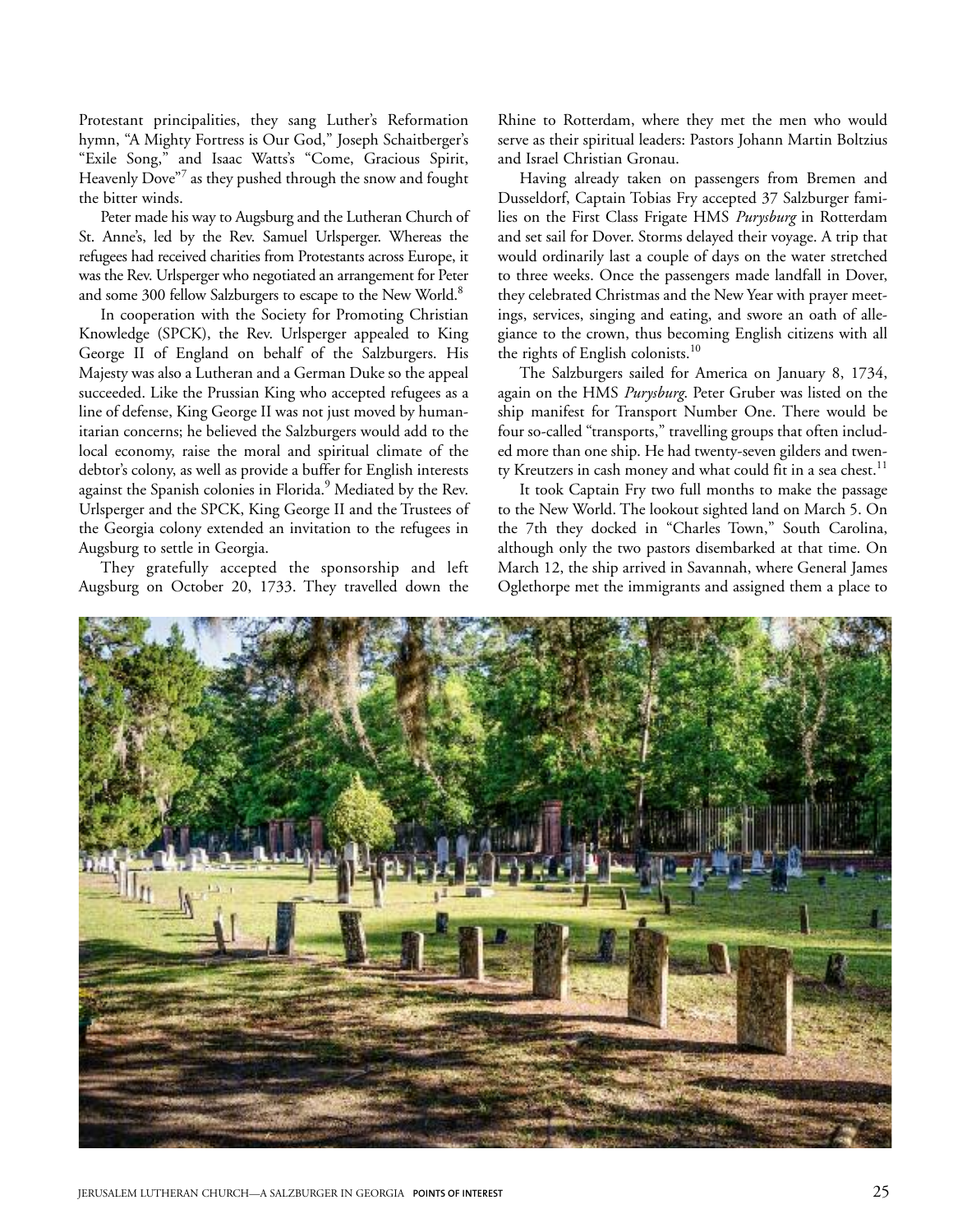Protestant principalities, they sang Luther's Reformation hymn, "A Mighty Fortress is Our God," Joseph Schaitberger's "Exile Song," and Isaac Watts's "Come, Gracious Spirit, Heavenly Dove"[7] as they pushed through the snow and fought the bitter winds.

Peter made his way to Augsburg and the Lutheran Church of St. Anne's, led by the Rev. Samuel Urlsperger. Whereas the refugees had received charities from Protestants across Europe, it was the Rev. Urlsperger who negotiated an arrangement for Peter and some 300 fellow Salzburgers to escape to the New World.[8]

In cooperation with the Society for Promoting Christian Knowledge (SPCK), the Rev. Urlsperger appealed to King George II of England on behalf of the Salzburgers. His Majesty was also a Lutheran and a German Duke so the appeal succeeded. Like the Prussian King who accepted refugees as a line of defense, King George II was not just moved by humanitarian concerns; he believed the Salzburgers would add to the local economy, raise the moral and spiritual climate of the debtor's colony, as well as provide a buffer for English interests against the Spanish colonies in Florida.[9] Mediated by the Rev. Urlsperger and the SPCK, King George II and the Trustees of the Georgia colony extended an invitation to the refugees in Augsburg to settle in Georgia.

They gratefully accepted the sponsorship and left Augsburg on October 20, 1733. They travelled down the Rhine to Rotterdam, where they met the men who would serve as their spiritual leaders: Pastors Johann Martin Boltzius and Israel Christian Gronau.

Having already taken on passengers from Bremen and Dusseldorf, Captain Tobias Fry accepted 37 Salzburger families on the First Class Frigate HMS *Purysburg* in Rotterdam and set sail for Dover. Storms delayed their voyage. A trip that would ordinarily last a couple of days on the water stretched to three weeks. Once the passengers made landfall in Dover, they celebrated Christmas and the New Year with prayer meetings, services, singing and eating, and swore an oath of allegiance to the crown, thus becoming English citizens with all the rights of English colonists.[10]

The Salzburgers sailed for America on January 8, 1734, again on the HMS *Purysburg*. Peter Gruber was listed on the ship manifest for Transport Number One. There would be four so-called "transports," travelling groups that often included more than one ship. He had twenty-seven gilders and twenty Kreutzers in cash money and what could fit in a sea chest.[11]

It took Captain Fry two full months to make the passage to the New World. The lookout sighted land on March 5. On the 7th they docked in "Charles Town," South Carolina, although only the two pastors disembarked at that time. On March 12, the ship arrived in Savannah, where General James Oglethorpe met the immigrants and assigned them a place to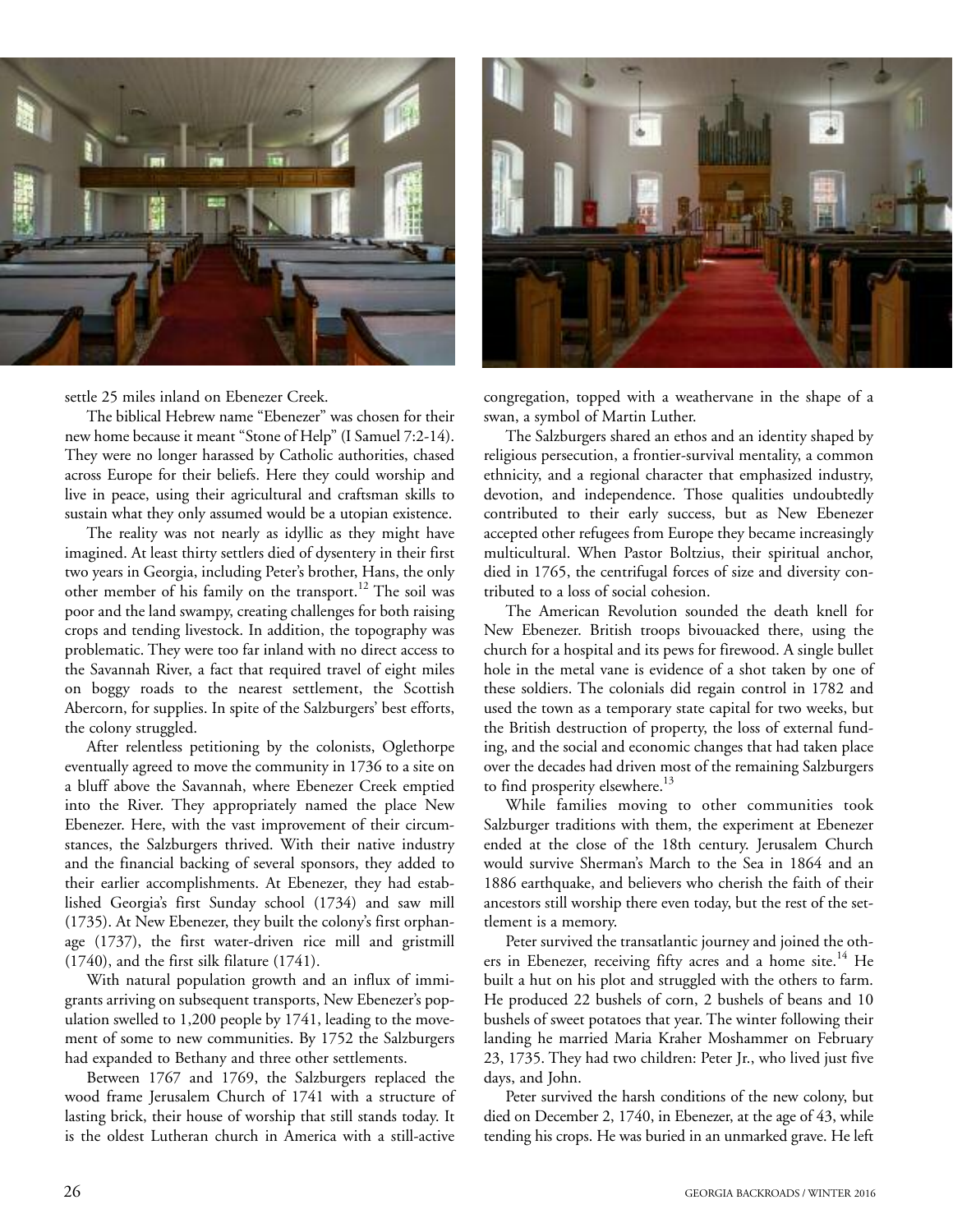settle 25 miles inland on Ebenezer Creek.

The biblical Hebrew name "Ebenezer" was chosen for their new home because it meant "Stone of Help" (I Samuel 7:2-14). They were no longer harassed by Catholic authorities, chased across Europe for their beliefs. Here they could worship and live in peace, using their agricultural and craftsman skills to sustain what they only assumed would be a utopian existence.

The reality was not nearly as idyllic as they might have imagined. At least thirty settlers died of dysentery in their first two years in Georgia, including Peter's brother, Hans, the only other member of his family on the transport.[12] The soil was poor and the land swampy, creating challenges for both raising crops and tending livestock. In addition, the topography was problematic. They were too far inland with no direct access to the Savannah River, a fact that required travel of eight miles on boggy roads to the nearest settlement, the Scottish Abercorn, for supplies. In spite of the Salzburgers' best efforts, the colony struggled.

After relentless petitioning by the colonists, Oglethorpe eventually agreed to move the community in 1736 to a site on a bluff above the Savannah, where Ebenezer Creek emptied into the River. They appropriately named the place New Ebenezer. Here, with the vast improvement of their circumstances, the Salzburgers thrived. With their native industry and the financial backing of several sponsors, they added to their earlier accomplishments. At Ebenezer, they had established Georgia's first Sunday school (1734) and saw mill (1735). At New Ebenezer, they built the colony's first orphanage (1737), the first water-driven rice mill and gristmill (1740), and the first silk filature (1741).

With natural population growth and an influx of immigrants arriving on subsequent transports, New Ebenezer's population swelled to 1,200 people by 1741, leading to the movement of some to new communities. By 1752 the Salzburgers had expanded to Bethany and three other settlements.

Between 1767 and 1769, the Salzburgers replaced the wood frame Jerusalem Church of 1741 with a structure of lasting brick, their house of worship that still stands today. It is the oldest Lutheran church in America with a still-active congregation, topped with a weathervane in the shape of a swan, a symbol of Martin Luther.

The Salzburgers shared an ethos and an identity shaped by religious persecution, a frontier-survival mentality, a common ethnicity, and a regional character that emphasized industry, devotion, and independence. Those qualities undoubtedly contributed to their early success, but as New Ebenezer accepted other refugees from Europe they became increasingly multicultural. When Pastor Boltzius, their spiritual anchor, died in 1765, the centrifugal forces of size and diversity contributed to a loss of social cohesion.

The American Revolution sounded the death knell for New Ebenezer. British troops bivouacked there, using the church for a hospital and its pews for firewood. A single bullet hole in the metal vane is evidence of a shot taken by one of these soldiers. The colonials did regain control in 1782 and used the town as a temporary state capital for two weeks, but the British destruction of property, the loss of external funding, and the social and economic changes that had taken place over the decades had driven most of the remaining Salzburgers to find prosperity elsewhere.[13]

While families moving to other communities took Salzburger traditions with them, the experiment at Ebenezer ended at the close of the 18th century. Jerusalem Church would survive Sherman's March to the Sea in 1864 and an 1886 earthquake, and believers who cherish the faith of their ancestors still worship there even today, but the rest of the settlement is a memory.

Peter survived the transatlantic journey and joined the others in Ebenezer, receiving fifty acres and a home site.[14] He built a hut on his plot and struggled with the others to farm. He produced 22 bushels of corn, 2 bushels of beans and 10 bushels of sweet potatoes that year. The winter following their landing he married Maria Kraher Moshammer on February 23, 1735. They had two children: Peter Jr., who lived just five days, and John.

Peter survived the harsh conditions of the new colony, but died on December 2, 1740, in Ebenezer, at the age of 43, while tending his crops. He was buried in an unmarked grave. He left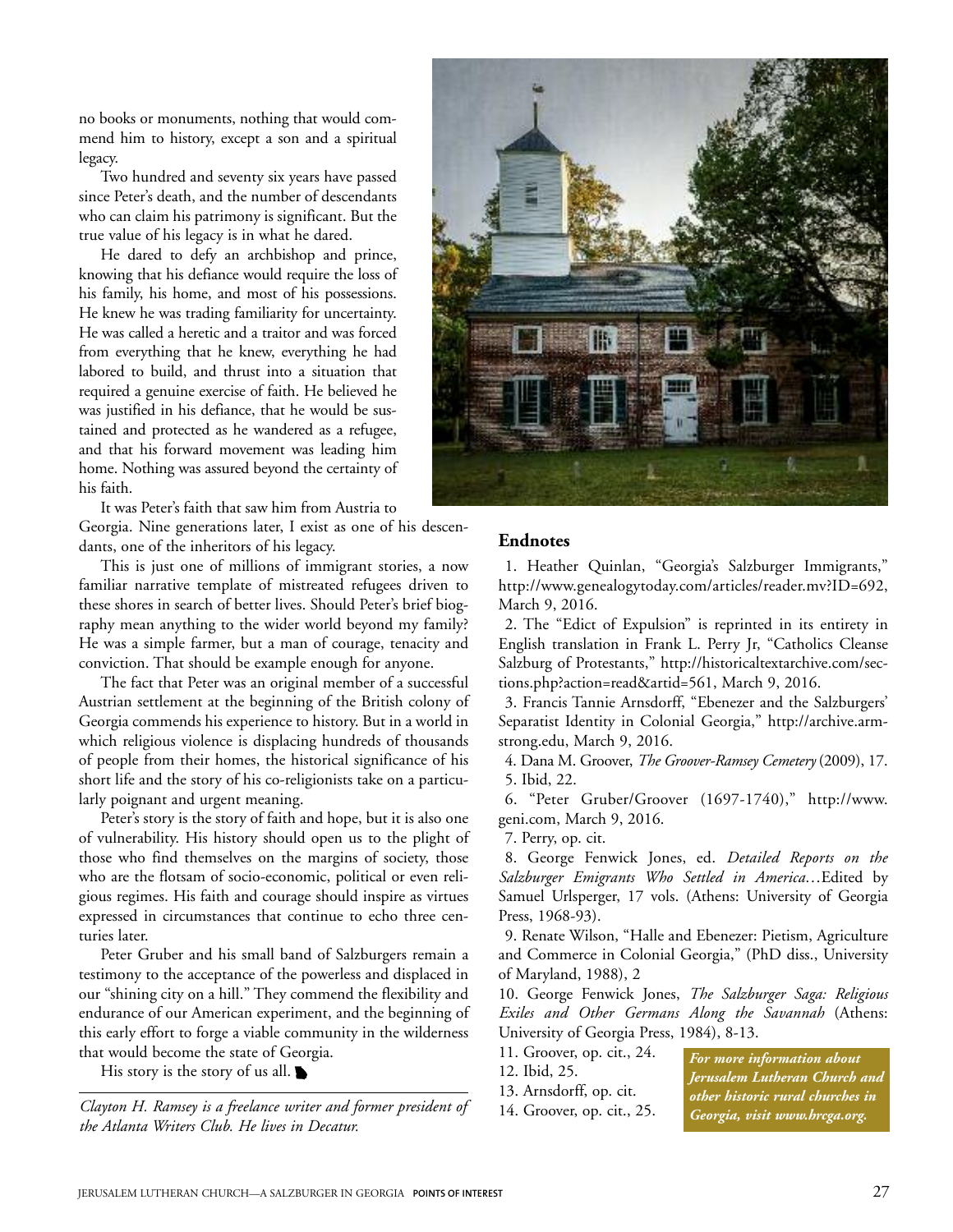no books or monuments, nothing that would commend him to history, except a son and a spiritual legacy.

Two hundred and seventy six years have passed since Peter's death, and the number of descendants who can claim his patrimony is significant. But the true value of his legacy is in what he dared.

He dared to defy an archbishop and prince, knowing that his defiance would require the loss of his family, his home, and most of his possessions. He knew he was trading familiarity for uncertainty. He was called a heretic and a traitor and was forced from everything that he knew, everything he had labored to build, and thrust into a situation that required a genuine exercise of faith. He believed he was justified in his defiance, that he would be sustained and protected as he wandered as a refugee, and that his forward movement was leading him home. Nothing was assured beyond the certainty of his faith.

It was Peter's faith that saw him from Austria to Georgia. Nine generations later, I exist as one of his descendants, one of the inheritors of his legacy.

This is just one of millions of immigrant stories, a now familiar narrative template of mistreated refugees driven to these shores in search of better lives. Should Peter's brief biography mean anything to the wider world beyond my family? He was a simple farmer, but a man of courage, tenacity and conviction. That should be example enough for anyone.

The fact that Peter was an original member of a successful Austrian settlement at the beginning of the British colony of Georgia commends his experience to history. But in a world in which religious violence is displacing hundreds of thousands of people from their homes, the historical significance of his short life and the story of his co-religionists take on a particularly poignant and urgent meaning.

Peter's story is the story of faith and hope, but it is also one of vulnerability. His history should open us to the plight of those who find themselves on the margins of society, those who are the flotsam of socio-economic, political or even religious regimes. His faith and courage should inspire as virtues expressed in circumstances that continue to echo three centuries later.

Peter Gruber and his small band of Salzburgers remain a testimony to the acceptance of the powerless and displaced in our "shining city on a hill." They commend the flexibility and endurance of our American experiment, and the beginning of this early effort to forge a viable community in the wilderness that would become the state of Georgia.

His story is the story of us all.

---

*Clayton H. Ramsey is a freelance writer and former president of the Atlanta Writers Club. He lives in Decatur.*

## Endnotes

1. Heather Quinlan, "Georgia's Salzburger Immigrants," http://www.genealogytoday.com/articles/reader.mv?ID=692, March 9, 2016.
2. The "Edict of Expulsion" is reprinted in its entirety in English translation in Frank L. Perry Jr, "Catholics Cleanse Salzburg of Protestants," http://historicaltextarchive.com/sections.php?action=read&artid=561, March 9, 2016.
3. Francis Tannie Arnsdorff, "Ebenezer and the Salzburgers' Separatist Identity in Colonial Georgia," http://archive.armstrong.edu, March 9, 2016.
4. Dana M. Groover, *The Groover-Ramsey Cemetery* (2009), 17.
5. Ibid, 22.
6. "Peter Gruber/Groover (1697-1740)," http://www.geni.com, March 9, 2016.
7. Perry, op. cit.
8. George Fenwick Jones, ed. *Detailed Reports on the Salzburger Emigrants Who Settled in America*…Edited by Samuel Urlsperger, 17 vols. (Athens: University of Georgia Press, 1968-93).
9. Renate Wilson, "Halle and Ebenezer: Pietism, Agriculture and Commerce in Colonial Georgia," (PhD diss., University of Maryland, 1988), 2
10. George Fenwick Jones, *The Salzburger Saga: Religious Exiles and Other Germans Along the Savannah* (Athens: University of Georgia Press, 1984), 8-13.
11. Groover, op. cit., 24.
12. Ibid, 25.
13. Arnsdorff, op. cit.
14. Groover, op. cit., 25.

***For more information about Jerusalem Lutheran Church and other historic rural churches in Georgia, visit www.hrcga.org.***